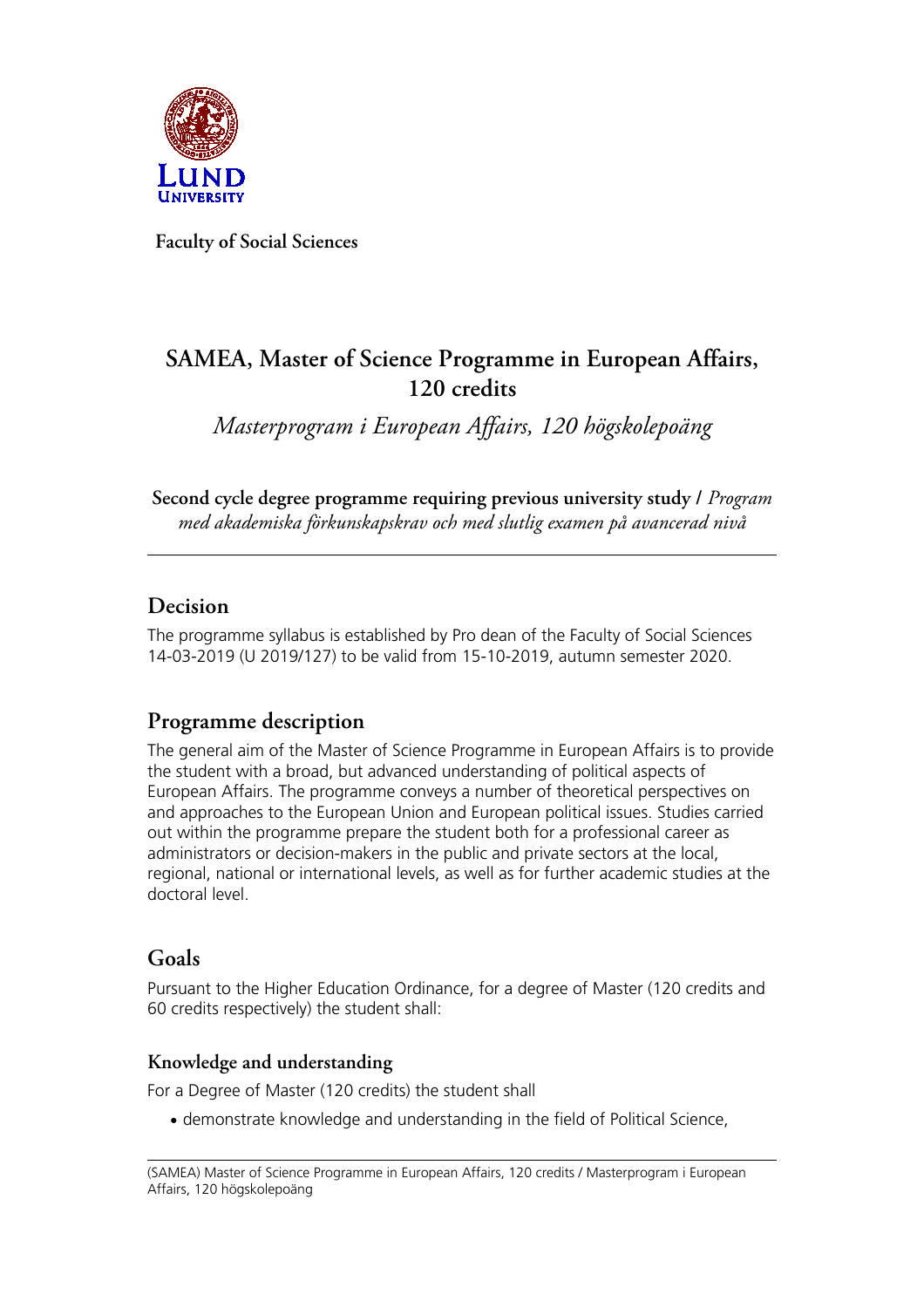**Faculty of Social Sciences**

# SAMEA, Master of Science Programme in European Affairs, 120 credits

*Masterprogram i European Affairs, 120 högskolepoäng*

**Second cycle degree programme requiring previous university study /** *Program med akademiska förkunskapskrav och med slutlig examen på avancerad nivå*

---

## Decision

The programme syllabus is established by Pro dean of the Faculty of Social Sciences 14-03-2019 (U 2019/127) to be valid from 15-10-2019, autumn semester 2020.

## Programme description

The general aim of the Master of Science Programme in European Affairs is to provide the student with a broad, but advanced understanding of political aspects of European Affairs. The programme conveys a number of theoretical perspectives on and approaches to the European Union and European political issues. Studies carried out within the programme prepare the student both for a professional career as administrators or decision-makers in the public and private sectors at the local, regional, national or international levels, as well as for further academic studies at the doctoral level.

## Goals

Pursuant to the Higher Education Ordinance, for a degree of Master (120 credits and 60 credits respectively) the student shall:

### Knowledge and understanding

For a Degree of Master (120 credits) the student shall

- demonstrate knowledge and understanding in the field of Political Science,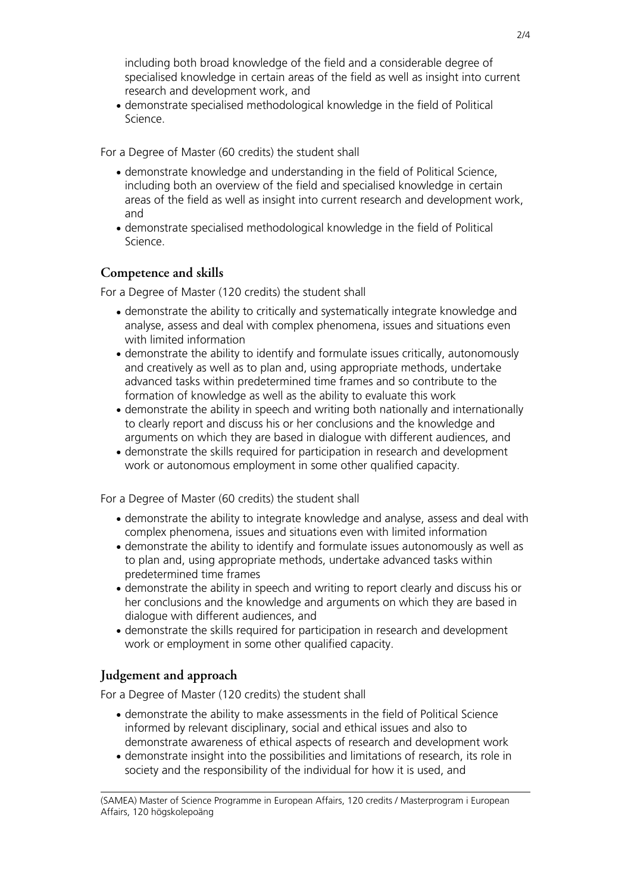including both broad knowledge of the field and a considerable degree of specialised knowledge in certain areas of the field as well as insight into current research and development work, and
- demonstrate specialised methodological knowledge in the field of Political Science.

For a Degree of Master (60 credits) the student shall

- demonstrate knowledge and understanding in the field of Political Science, including both an overview of the field and specialised knowledge in certain areas of the field as well as insight into current research and development work, and
- demonstrate specialised methodological knowledge in the field of Political Science.

## Competence and skills

For a Degree of Master (120 credits) the student shall

- demonstrate the ability to critically and systematically integrate knowledge and analyse, assess and deal with complex phenomena, issues and situations even with limited information
- demonstrate the ability to identify and formulate issues critically, autonomously and creatively as well as to plan and, using appropriate methods, undertake advanced tasks within predetermined time frames and so contribute to the formation of knowledge as well as the ability to evaluate this work
- demonstrate the ability in speech and writing both nationally and internationally to clearly report and discuss his or her conclusions and the knowledge and arguments on which they are based in dialogue with different audiences, and
- demonstrate the skills required for participation in research and development work or autonomous employment in some other qualified capacity.

For a Degree of Master (60 credits) the student shall

- demonstrate the ability to integrate knowledge and analyse, assess and deal with complex phenomena, issues and situations even with limited information
- demonstrate the ability to identify and formulate issues autonomously as well as to plan and, using appropriate methods, undertake advanced tasks within predetermined time frames
- demonstrate the ability in speech and writing to report clearly and discuss his or her conclusions and the knowledge and arguments on which they are based in dialogue with different audiences, and
- demonstrate the skills required for participation in research and development work or employment in some other qualified capacity.

## Judgement and approach

For a Degree of Master (120 credits) the student shall

- demonstrate the ability to make assessments in the field of Political Science informed by relevant disciplinary, social and ethical issues and also to demonstrate awareness of ethical aspects of research and development work
- demonstrate insight into the possibilities and limitations of research, its role in society and the responsibility of the individual for how it is used, and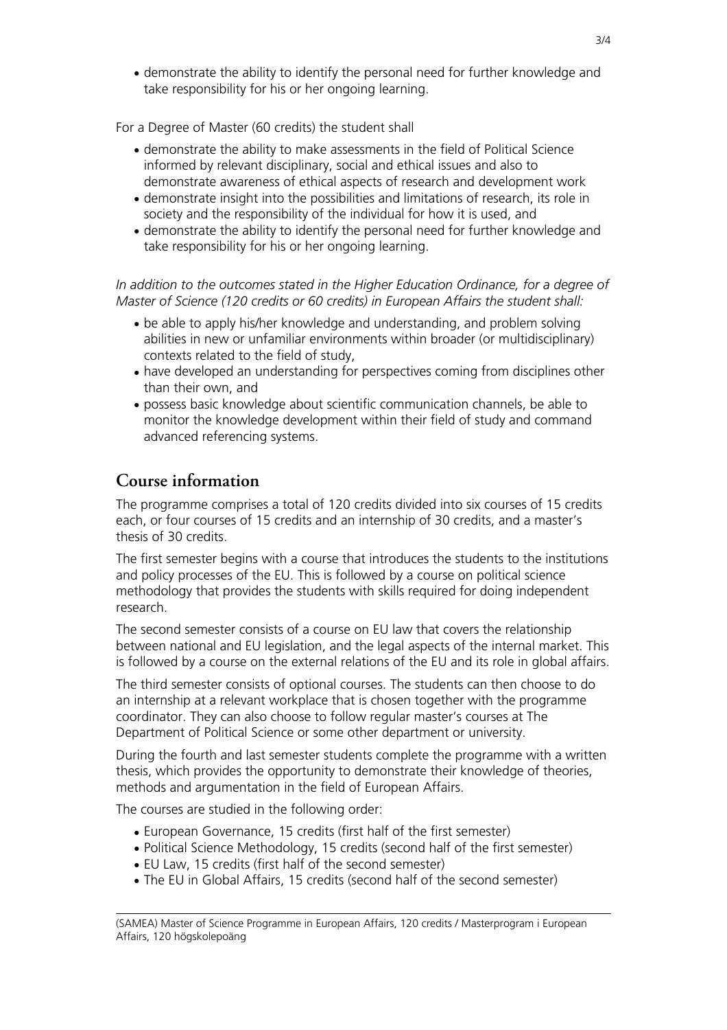- demonstrate the ability to identify the personal need for further knowledge and take responsibility for his or her ongoing learning.

For a Degree of Master (60 credits) the student shall

- demonstrate the ability to make assessments in the field of Political Science informed by relevant disciplinary, social and ethical issues and also to demonstrate awareness of ethical aspects of research and development work
- demonstrate insight into the possibilities and limitations of research, its role in society and the responsibility of the individual for how it is used, and
- demonstrate the ability to identify the personal need for further knowledge and take responsibility for his or her ongoing learning.

*In addition to the outcomes stated in the Higher Education Ordinance, for a degree of Master of Science (120 credits or 60 credits) in European Affairs the student shall:*

- be able to apply his/her knowledge and understanding, and problem solving abilities in new or unfamiliar environments within broader (or multidisciplinary) contexts related to the field of study,
- have developed an understanding for perspectives coming from disciplines other than their own, and
- possess basic knowledge about scientific communication channels, be able to monitor the knowledge development within their field of study and command advanced referencing systems.

## Course information

The programme comprises a total of 120 credits divided into six courses of 15 credits each, or four courses of 15 credits and an internship of 30 credits, and a master's thesis of 30 credits.

The first semester begins with a course that introduces the students to the institutions and policy processes of the EU. This is followed by a course on political science methodology that provides the students with skills required for doing independent research.

The second semester consists of a course on EU law that covers the relationship between national and EU legislation, and the legal aspects of the internal market. This is followed by a course on the external relations of the EU and its role in global affairs.

The third semester consists of optional courses. The students can then choose to do an internship at a relevant workplace that is chosen together with the programme coordinator. They can also choose to follow regular master's courses at The Department of Political Science or some other department or university.

During the fourth and last semester students complete the programme with a written thesis, which provides the opportunity to demonstrate their knowledge of theories, methods and argumentation in the field of European Affairs.

The courses are studied in the following order:

- European Governance, 15 credits (first half of the first semester)
- Political Science Methodology, 15 credits (second half of the first semester)
- EU Law, 15 credits (first half of the second semester)
- The EU in Global Affairs, 15 credits (second half of the second semester)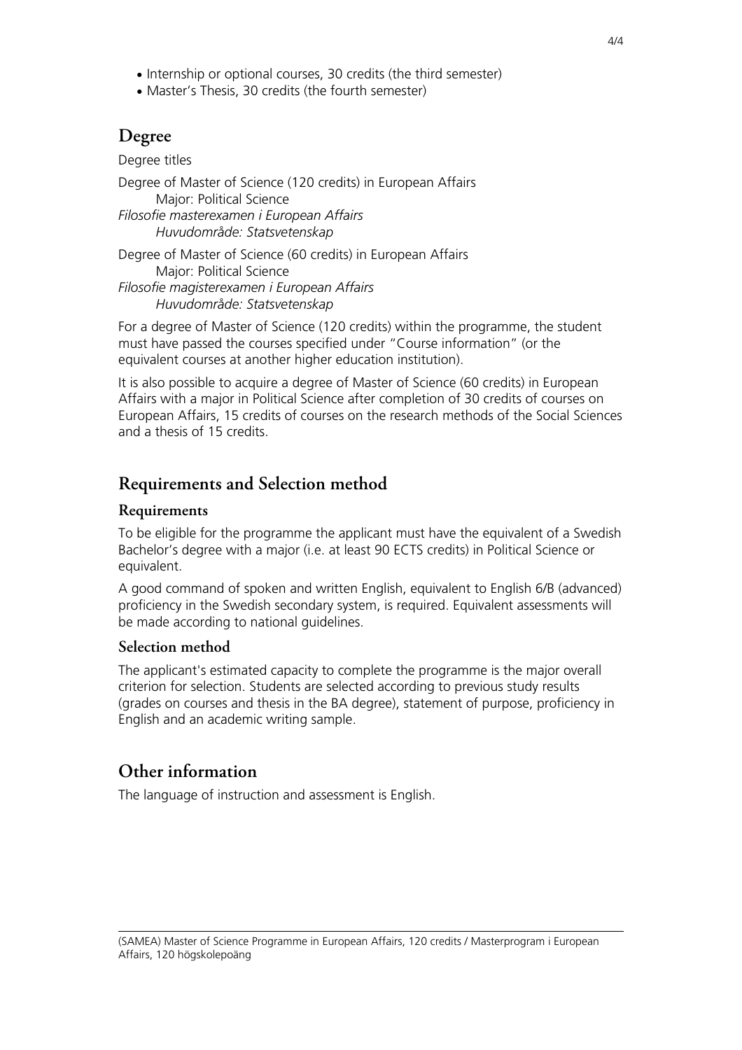- Internship or optional courses, 30 credits (the third semester)
- Master's Thesis, 30 credits (the fourth semester)

## Degree

Degree titles

Degree of Master of Science (120 credits) in European Affairs
    Major: Political Science
*Filosofie masterexamen i European Affairs*
    *Huvudområde: Statsvetenskap*

Degree of Master of Science (60 credits) in European Affairs
    Major: Political Science
*Filosofie magisterexamen i European Affairs*
    *Huvudområde: Statsvetenskap*

For a degree of Master of Science (120 credits) within the programme, the student must have passed the courses specified under "Course information" (or the equivalent courses at another higher education institution).

It is also possible to acquire a degree of Master of Science (60 credits) in European Affairs with a major in Political Science after completion of 30 credits of courses on European Affairs, 15 credits of courses on the research methods of the Social Sciences and a thesis of 15 credits.

## Requirements and Selection method

### Requirements

To be eligible for the programme the applicant must have the equivalent of a Swedish Bachelor's degree with a major (i.e. at least 90 ECTS credits) in Political Science or equivalent.

A good command of spoken and written English, equivalent to English 6/B (advanced) proficiency in the Swedish secondary system, is required. Equivalent assessments will be made according to national guidelines.

### Selection method

The applicant's estimated capacity to complete the programme is the major overall criterion for selection. Students are selected according to previous study results (grades on courses and thesis in the BA degree), statement of purpose, proficiency in English and an academic writing sample.

## Other information

The language of instruction and assessment is English.